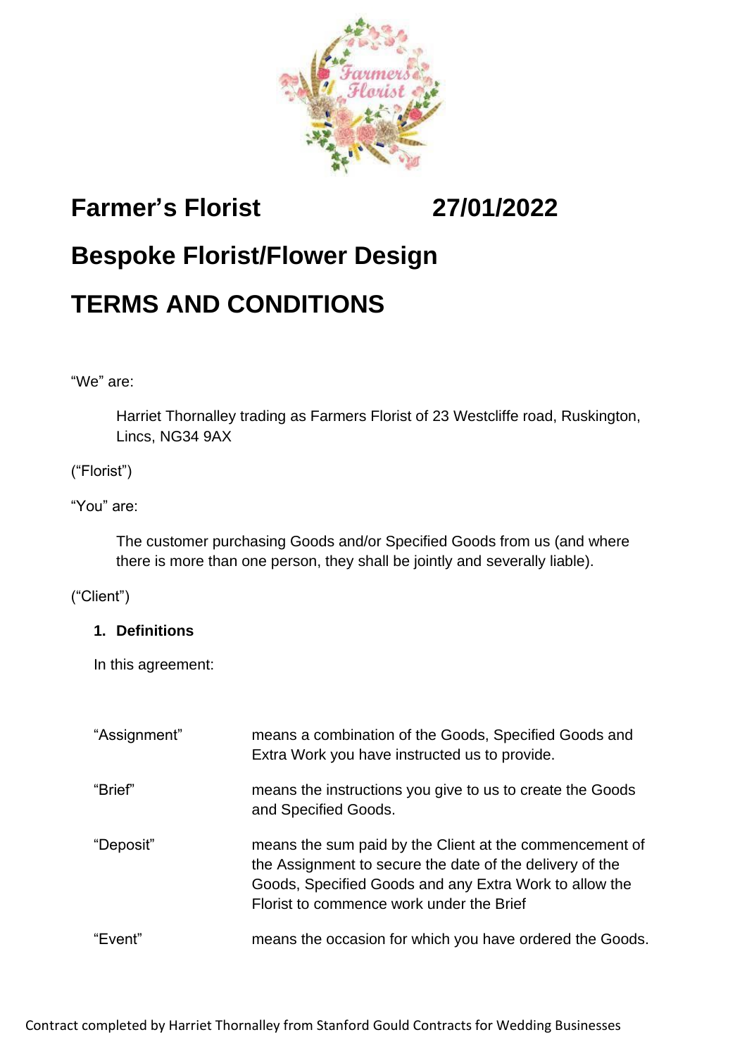# Farmer's Florist 27/01/2022

# Bespoke Florist/Flower Design

# TERMS AND CONDITIONS

"We" are:

> Harriet Thornalley trading as Farmers Florist of 23 Westcliffe road, Ruskington, Lincs, NG34 9AX

("Florist")

"You" are:

> The customer purchasing Goods and/or Specified Goods from us (and where there is more than one person, they shall be jointly and severally liable).

("Client")

## 1. Definitions

In this agreement:

| | |
|---|---|
| "Assignment" | means a combination of the Goods, Specified Goods and Extra Work you have instructed us to provide. |
| "Brief" | means the instructions you give to us to create the Goods and Specified Goods. |
| "Deposit" | means the sum paid by the Client at the commencement of the Assignment to secure the date of the delivery of the Goods, Specified Goods and any Extra Work to allow the Florist to commence work under the Brief |
| "Event" | means the occasion for which you have ordered the Goods. |

Contract completed by Harriet Thornalley from Stanford Gould Contracts for Wedding Businesses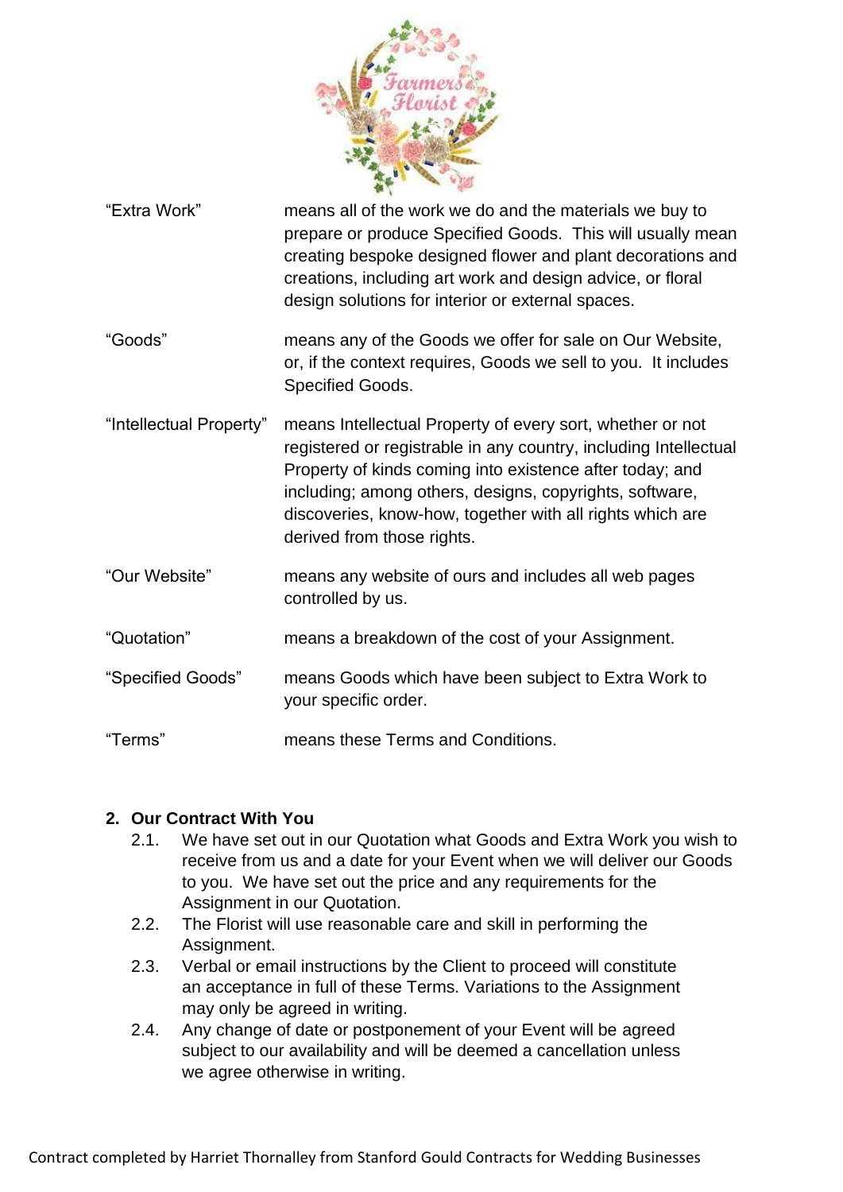| | |
|---|---|
| "Extra Work" | means all of the work we do and the materials we buy to prepare or produce Specified Goods. This will usually mean creating bespoke designed flower and plant decorations and creations, including art work and design advice, or floral design solutions for interior or external spaces. |
| "Goods" | means any of the Goods we offer for sale on Our Website, or, if the context requires, Goods we sell to you. It includes Specified Goods. |
| "Intellectual Property" | means Intellectual Property of every sort, whether or not registered or registrable in any country, including Intellectual Property of kinds coming into existence after today; and including; among others, designs, copyrights, software, discoveries, know-how, together with all rights which are derived from those rights. |
| "Our Website" | means any website of ours and includes all web pages controlled by us. |
| "Quotation" | means a breakdown of the cost of your Assignment. |
| "Specified Goods" | means Goods which have been subject to Extra Work to your specific order. |
| "Terms" | means these Terms and Conditions. |

**2. Our Contract With You**

2.1. We have set out in our Quotation what Goods and Extra Work you wish to receive from us and a date for your Event when we will deliver our Goods to you. We have set out the price and any requirements for the Assignment in our Quotation.

2.2. The Florist will use reasonable care and skill in performing the Assignment.

2.3. Verbal or email instructions by the Client to proceed will constitute an acceptance in full of these Terms. Variations to the Assignment may only be agreed in writing.

2.4. Any change of date or postponement of your Event will be agreed subject to our availability and will be deemed a cancellation unless we agree otherwise in writing.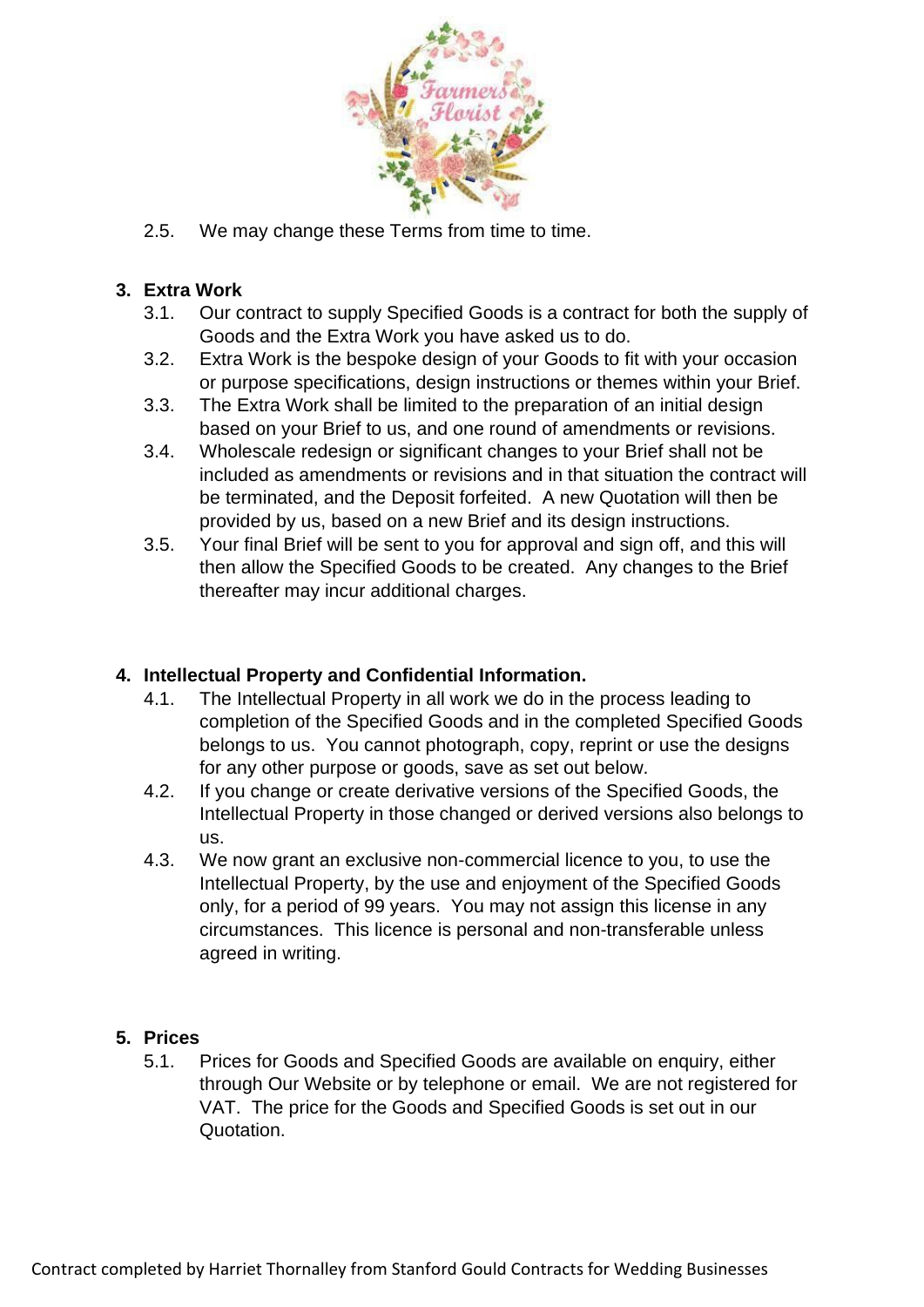2.5. We may change these Terms from time to time.

## 3. Extra Work

3.1. Our contract to supply Specified Goods is a contract for both the supply of Goods and the Extra Work you have asked us to do.

3.2. Extra Work is the bespoke design of your Goods to fit with your occasion or purpose specifications, design instructions or themes within your Brief.

3.3. The Extra Work shall be limited to the preparation of an initial design based on your Brief to us, and one round of amendments or revisions.

3.4. Wholescale redesign or significant changes to your Brief shall not be included as amendments or revisions and in that situation the contract will be terminated, and the Deposit forfeited. A new Quotation will then be provided by us, based on a new Brief and its design instructions.

3.5. Your final Brief will be sent to you for approval and sign off, and this will then allow the Specified Goods to be created. Any changes to the Brief thereafter may incur additional charges.

## 4. Intellectual Property and Confidential Information.

4.1. The Intellectual Property in all work we do in the process leading to completion of the Specified Goods and in the completed Specified Goods belongs to us. You cannot photograph, copy, reprint or use the designs for any other purpose or goods, save as set out below.

4.2. If you change or create derivative versions of the Specified Goods, the Intellectual Property in those changed or derived versions also belongs to us.

4.3. We now grant an exclusive non-commercial licence to you, to use the Intellectual Property, by the use and enjoyment of the Specified Goods only, for a period of 99 years. You may not assign this license in any circumstances. This licence is personal and non-transferable unless agreed in writing.

## 5. Prices

5.1. Prices for Goods and Specified Goods are available on enquiry, either through Our Website or by telephone or email. We are not registered for VAT. The price for the Goods and Specified Goods is set out in our Quotation.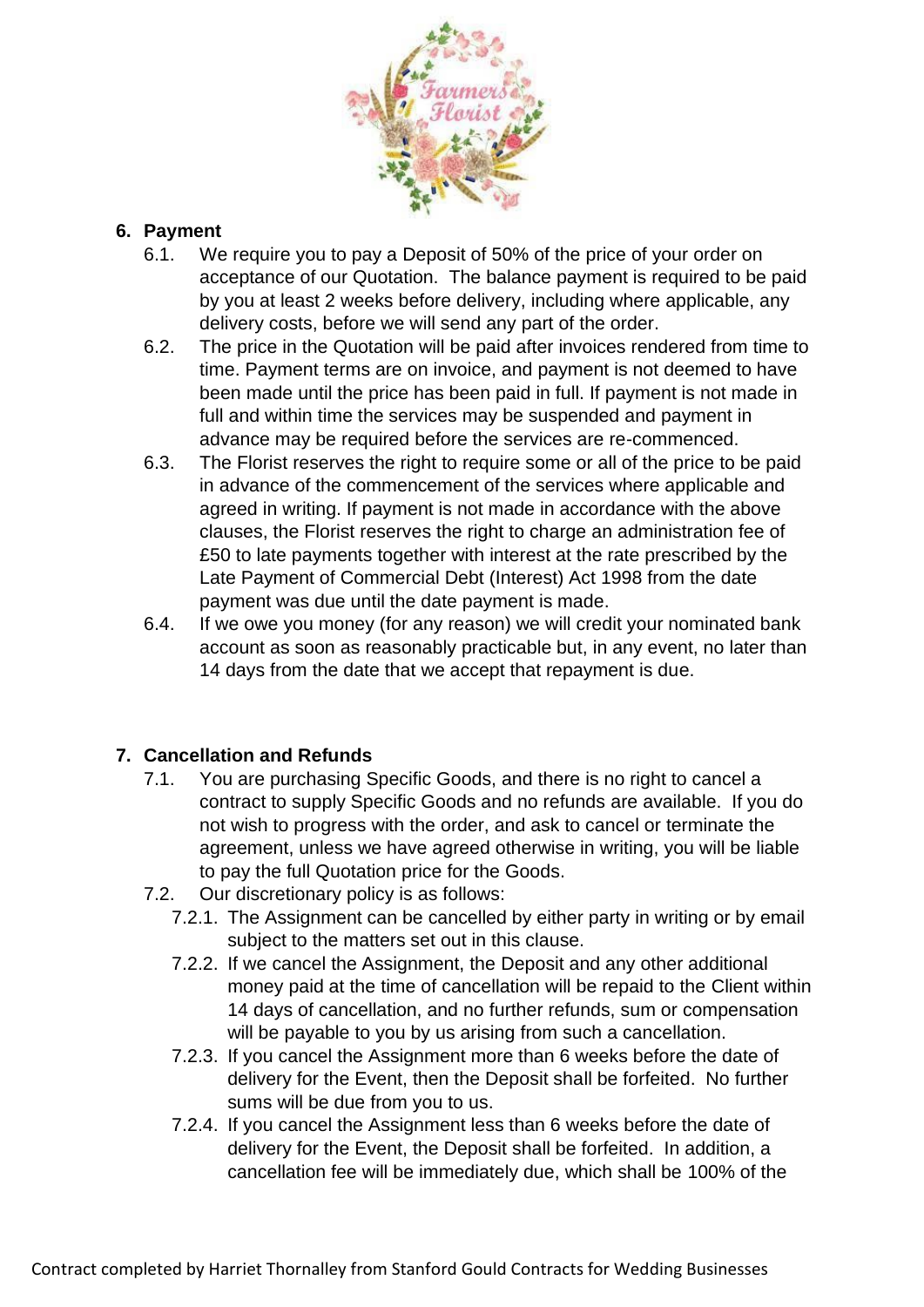## 6. Payment

6.1. We require you to pay a Deposit of 50% of the price of your order on acceptance of our Quotation. The balance payment is required to be paid by you at least 2 weeks before delivery, including where applicable, any delivery costs, before we will send any part of the order.

6.2. The price in the Quotation will be paid after invoices rendered from time to time. Payment terms are on invoice, and payment is not deemed to have been made until the price has been paid in full. If payment is not made in full and within time the services may be suspended and payment in advance may be required before the services are re-commenced.

6.3. The Florist reserves the right to require some or all of the price to be paid in advance of the commencement of the services where applicable and agreed in writing. If payment is not made in accordance with the above clauses, the Florist reserves the right to charge an administration fee of £50 to late payments together with interest at the rate prescribed by the Late Payment of Commercial Debt (Interest) Act 1998 from the date payment was due until the date payment is made.

6.4. If we owe you money (for any reason) we will credit your nominated bank account as soon as reasonably practicable but, in any event, no later than 14 days from the date that we accept that repayment is due.

## 7. Cancellation and Refunds

7.1. You are purchasing Specific Goods, and there is no right to cancel a contract to supply Specific Goods and no refunds are available. If you do not wish to progress with the order, and ask to cancel or terminate the agreement, unless we have agreed otherwise in writing, you will be liable to pay the full Quotation price for the Goods.

7.2. Our discretionary policy is as follows:

7.2.1. The Assignment can be cancelled by either party in writing or by email subject to the matters set out in this clause.

7.2.2. If we cancel the Assignment, the Deposit and any other additional money paid at the time of cancellation will be repaid to the Client within 14 days of cancellation, and no further refunds, sum or compensation will be payable to you by us arising from such a cancellation.

7.2.3. If you cancel the Assignment more than 6 weeks before the date of delivery for the Event, then the Deposit shall be forfeited. No further sums will be due from you to us.

7.2.4. If you cancel the Assignment less than 6 weeks before the date of delivery for the Event, the Deposit shall be forfeited. In addition, a cancellation fee will be immediately due, which shall be 100% of the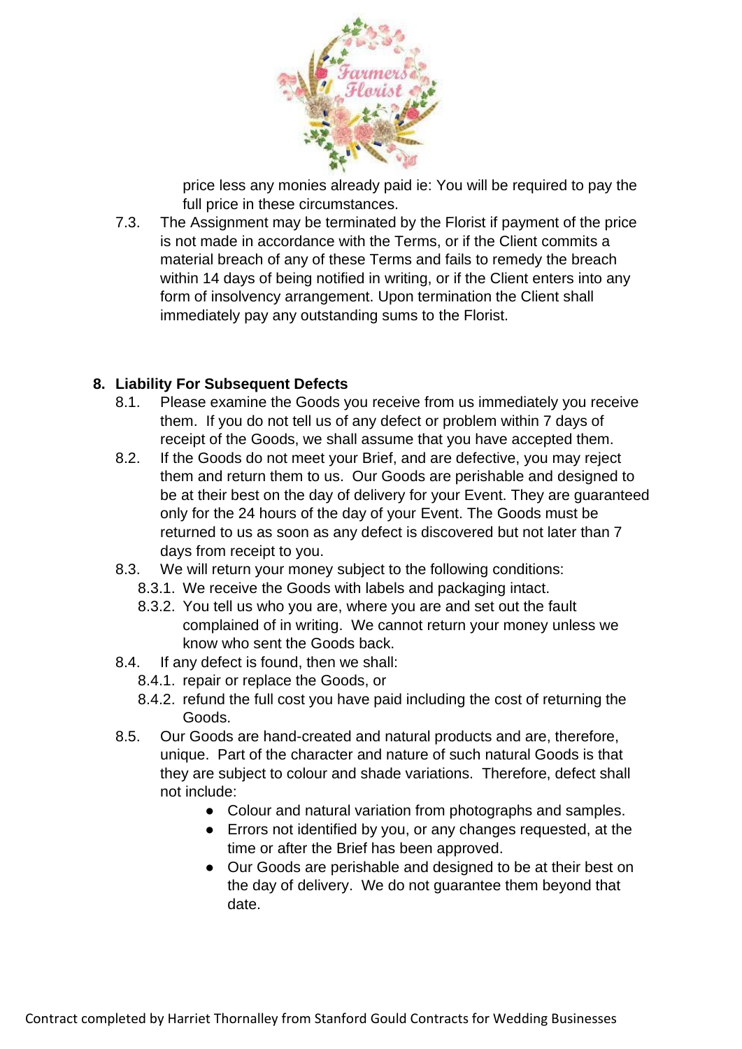price less any monies already paid ie: You will be required to pay the full price in these circumstances.

7.3. The Assignment may be terminated by the Florist if payment of the price is not made in accordance with the Terms, or if the Client commits a material breach of any of these Terms and fails to remedy the breach within 14 days of being notified in writing, or if the Client enters into any form of insolvency arrangement. Upon termination the Client shall immediately pay any outstanding sums to the Florist.

## 8. Liability For Subsequent Defects

8.1. Please examine the Goods you receive from us immediately you receive them. If you do not tell us of any defect or problem within 7 days of receipt of the Goods, we shall assume that you have accepted them.

8.2. If the Goods do not meet your Brief, and are defective, you may reject them and return them to us. Our Goods are perishable and designed to be at their best on the day of delivery for your Event. They are guaranteed only for the 24 hours of the day of your Event. The Goods must be returned to us as soon as any defect is discovered but not later than 7 days from receipt to you.

8.3. We will return your money subject to the following conditions:

8.3.1. We receive the Goods with labels and packaging intact.

8.3.2. You tell us who you are, where you are and set out the fault complained of in writing. We cannot return your money unless we know who sent the Goods back.

8.4. If any defect is found, then we shall:

8.4.1. repair or replace the Goods, or

8.4.2. refund the full cost you have paid including the cost of returning the Goods.

8.5. Our Goods are hand-created and natural products and are, therefore, unique. Part of the character and nature of such natural Goods is that they are subject to colour and shade variations. Therefore, defect shall not include:

- Colour and natural variation from photographs and samples.
- Errors not identified by you, or any changes requested, at the time or after the Brief has been approved.
- Our Goods are perishable and designed to be at their best on the day of delivery. We do not guarantee them beyond that date.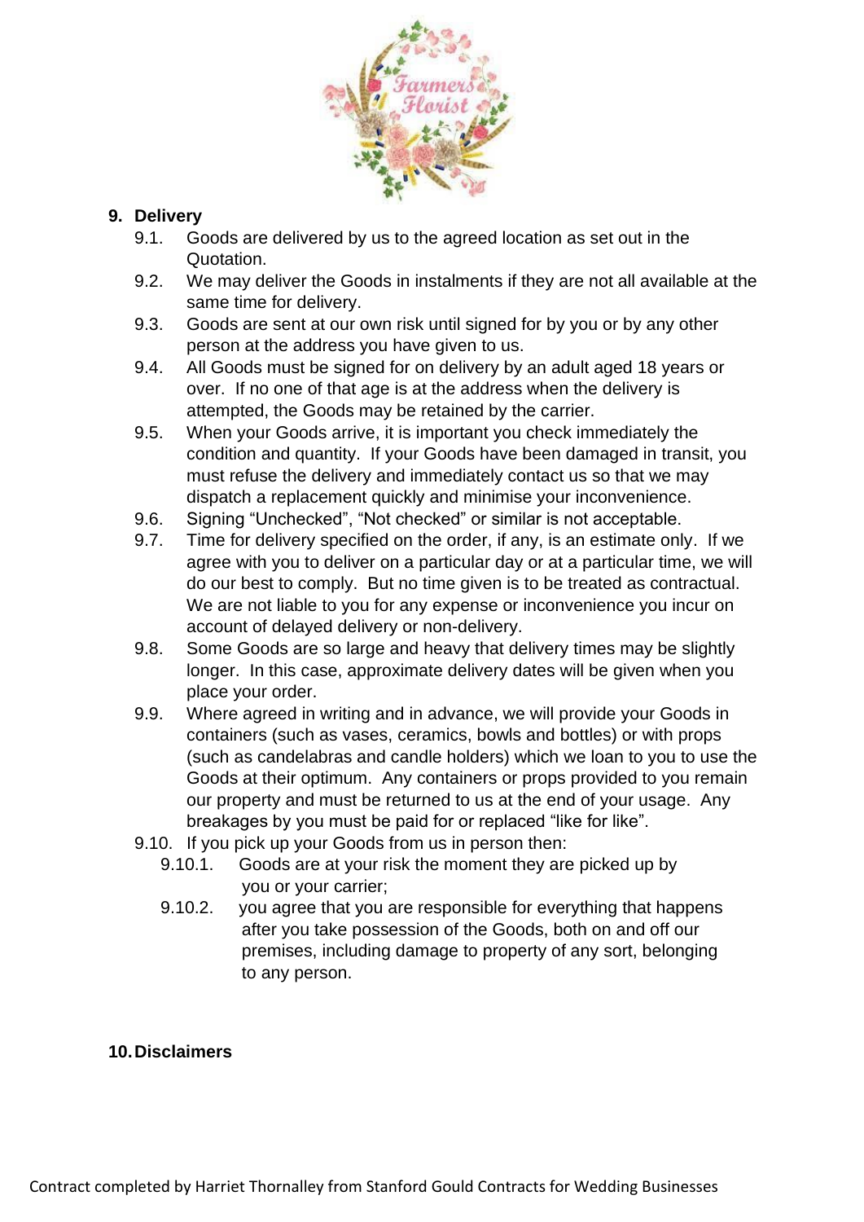## 9. Delivery

9.1. Goods are delivered by us to the agreed location as set out in the Quotation.

9.2. We may deliver the Goods in instalments if they are not all available at the same time for delivery.

9.3. Goods are sent at our own risk until signed for by you or by any other person at the address you have given to us.

9.4. All Goods must be signed for on delivery by an adult aged 18 years or over. If no one of that age is at the address when the delivery is attempted, the Goods may be retained by the carrier.

9.5. When your Goods arrive, it is important you check immediately the condition and quantity. If your Goods have been damaged in transit, you must refuse the delivery and immediately contact us so that we may dispatch a replacement quickly and minimise your inconvenience.

9.6. Signing “Unchecked”, “Not checked” or similar is not acceptable.

9.7. Time for delivery specified on the order, if any, is an estimate only. If we agree with you to deliver on a particular day or at a particular time, we will do our best to comply. But no time given is to be treated as contractual. We are not liable to you for any expense or inconvenience you incur on account of delayed delivery or non-delivery.

9.8. Some Goods are so large and heavy that delivery times may be slightly longer. In this case, approximate delivery dates will be given when you place your order.

9.9. Where agreed in writing and in advance, we will provide your Goods in containers (such as vases, ceramics, bowls and bottles) or with props (such as candelabras and candle holders) which we loan to you to use the Goods at their optimum. Any containers or props provided to you remain our property and must be returned to us at the end of your usage. Any breakages by you must be paid for or replaced “like for like”.

9.10. If you pick up your Goods from us in person then:

- 9.10.1. Goods are at your risk the moment they are picked up by you or your carrier;
- 9.10.2. you agree that you are responsible for everything that happens after you take possession of the Goods, both on and off our premises, including damage to property of any sort, belonging to any person.

## 10. Disclaimers

Contract completed by Harriet Thornalley from Stanford Gould Contracts for Wedding Businesses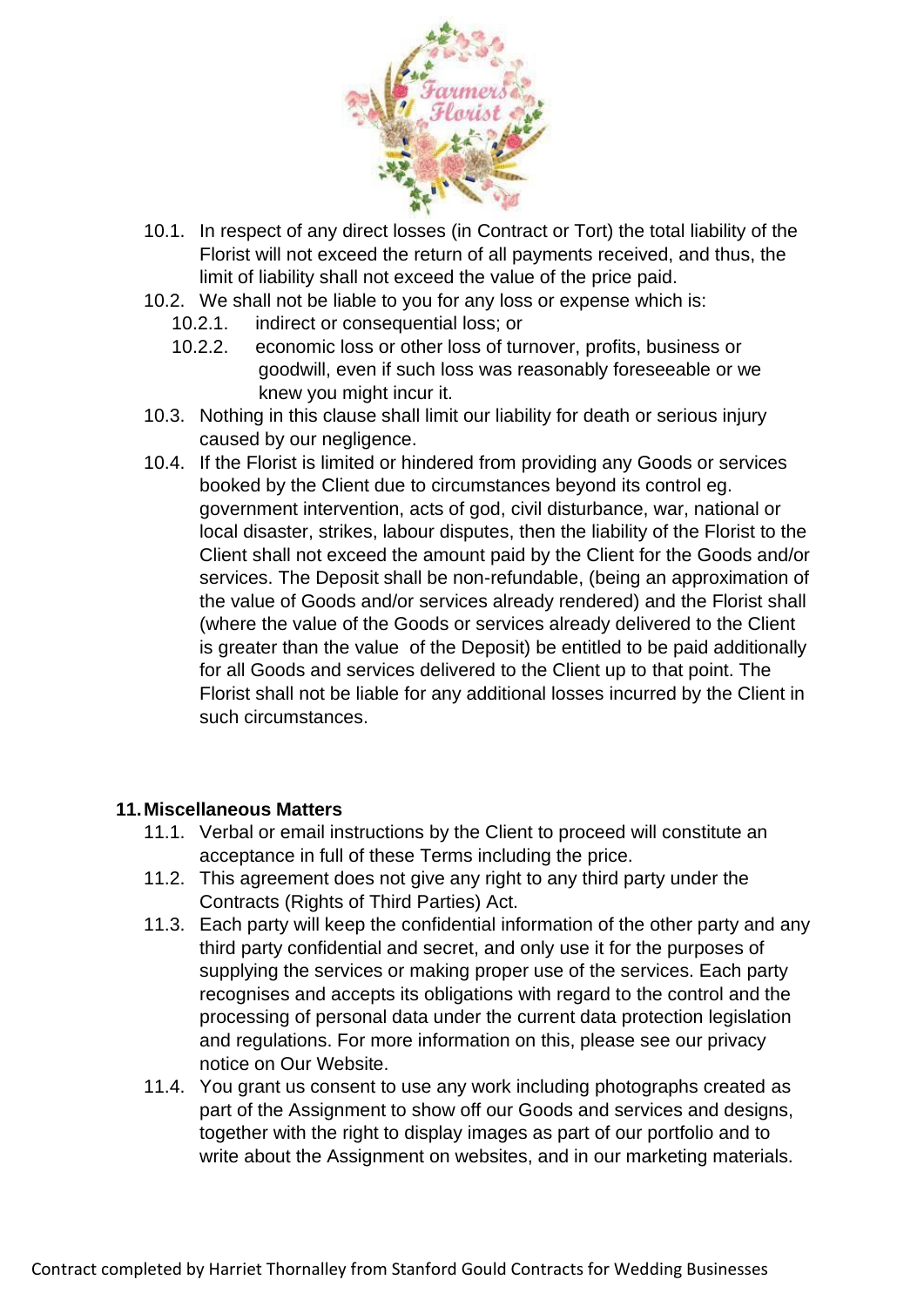10.1. In respect of any direct losses (in Contract or Tort) the total liability of the Florist will not exceed the return of all payments received, and thus, the limit of liability shall not exceed the value of the price paid.

10.2. We shall not be liable to you for any loss or expense which is:

  10.2.1. indirect or consequential loss; or

  10.2.2. economic loss or other loss of turnover, profits, business or goodwill, even if such loss was reasonably foreseeable or we knew you might incur it.

10.3. Nothing in this clause shall limit our liability for death or serious injury caused by our negligence.

10.4. If the Florist is limited or hindered from providing any Goods or services booked by the Client due to circumstances beyond its control eg. government intervention, acts of god, civil disturbance, war, national or local disaster, strikes, labour disputes, then the liability of the Florist to the Client shall not exceed the amount paid by the Client for the Goods and/or services. The Deposit shall be non-refundable, (being an approximation of the value of Goods and/or services already rendered) and the Florist shall (where the value of the Goods or services already delivered to the Client is greater than the value of the Deposit) be entitled to be paid additionally for all Goods and services delivered to the Client up to that point. The Florist shall not be liable for any additional losses incurred by the Client in such circumstances.

**11. Miscellaneous Matters**

11.1. Verbal or email instructions by the Client to proceed will constitute an acceptance in full of these Terms including the price.

11.2. This agreement does not give any right to any third party under the Contracts (Rights of Third Parties) Act.

11.3. Each party will keep the confidential information of the other party and any third party confidential and secret, and only use it for the purposes of supplying the services or making proper use of the services. Each party recognises and accepts its obligations with regard to the control and the processing of personal data under the current data protection legislation and regulations. For more information on this, please see our privacy notice on Our Website.

11.4. You grant us consent to use any work including photographs created as part of the Assignment to show off our Goods and services and designs, together with the right to display images as part of our portfolio and to write about the Assignment on websites, and in our marketing materials.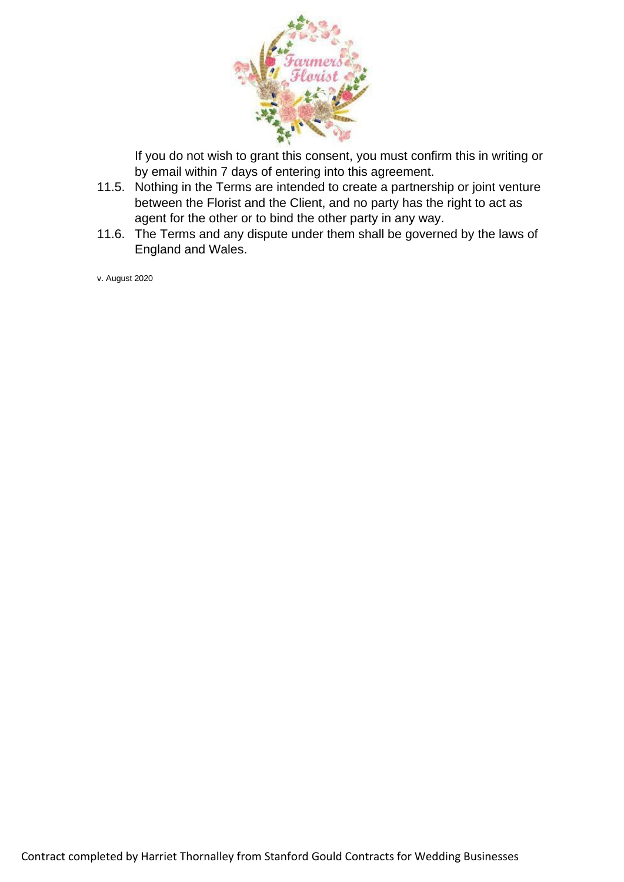If you do not wish to grant this consent, you must confirm this in writing or by email within 7 days of entering into this agreement.

11.5. Nothing in the Terms are intended to create a partnership or joint venture between the Florist and the Client, and no party has the right to act as agent for the other or to bind the other party in any way.

11.6. The Terms and any dispute under them shall be governed by the laws of England and Wales.

v. August 2020